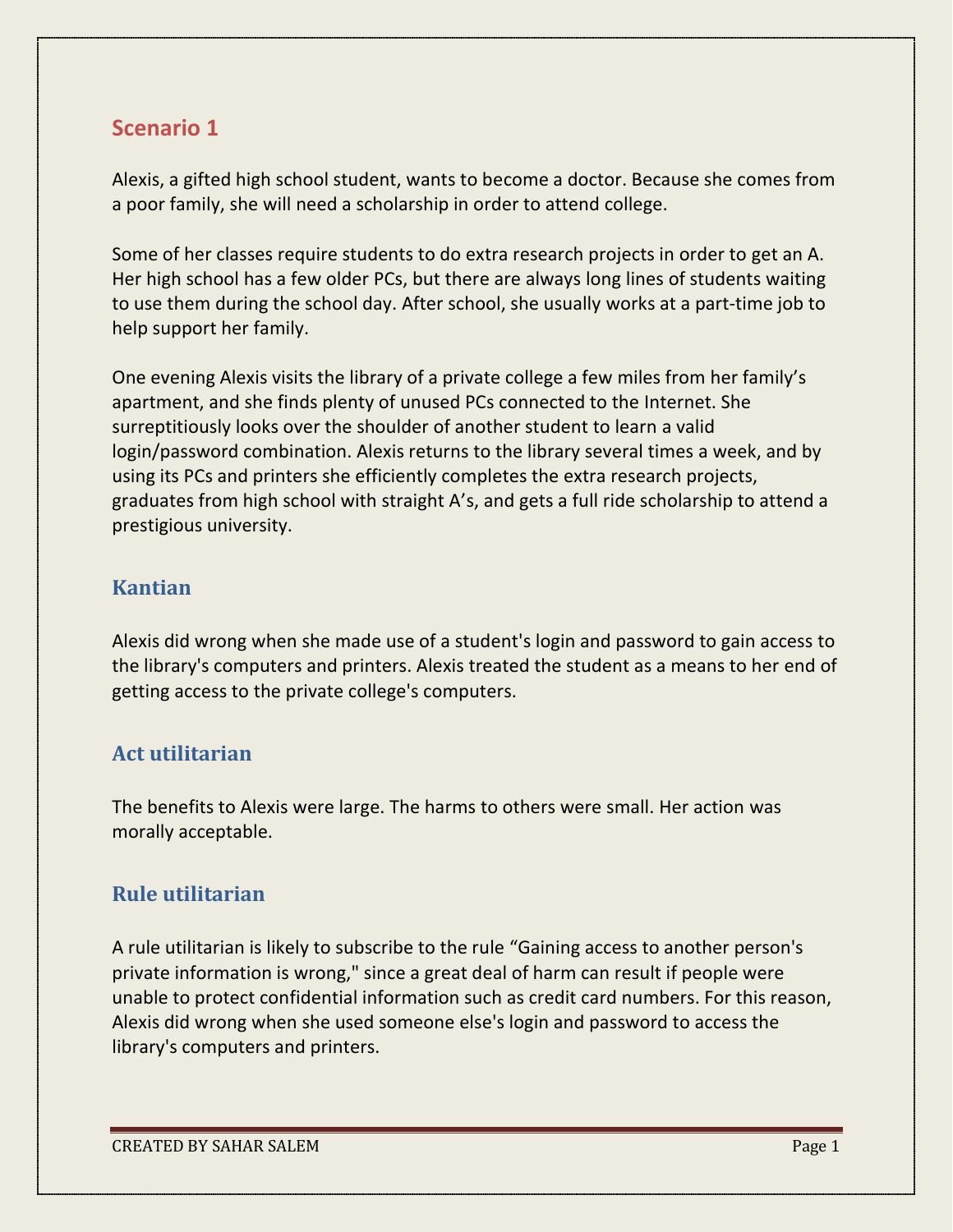## Scenario 1

Alexis, a gifted high school student, wants to become a doctor. Because she comes from a poor family, she will need a scholarship in order to attend college.

Some of her classes require students to do extra research projects in order to get an A. Her high school has a few older PCs, but there are always long lines of students waiting to use them during the school day. After school, she usually works at a part-time job to help support her family.

One evening Alexis visits the library of a private college a few miles from her family's apartment, and she finds plenty of unused PCs connected to the Internet. She surreptitiously looks over the shoulder of another student to learn a valid login/password combination. Alexis returns to the library several times a week, and by using its PCs and printers she efficiently completes the extra research projects, graduates from high school with straight A's, and gets a full ride scholarship to attend a prestigious university.

### Kantian

Alexis did wrong when she made use of a student's login and password to gain access to the library's computers and printers. Alexis treated the student as a means to her end of getting access to the private college's computers.

### Act utilitarian

The benefits to Alexis were large. The harms to others were small. Her action was morally acceptable.

### Rule utilitarian

A rule utilitarian is likely to subscribe to the rule "Gaining access to another person's private information is wrong," since a great deal of harm can result if people were unable to protect confidential information such as credit card numbers. For this reason, Alexis did wrong when she used someone else's login and password to access the library's computers and printers.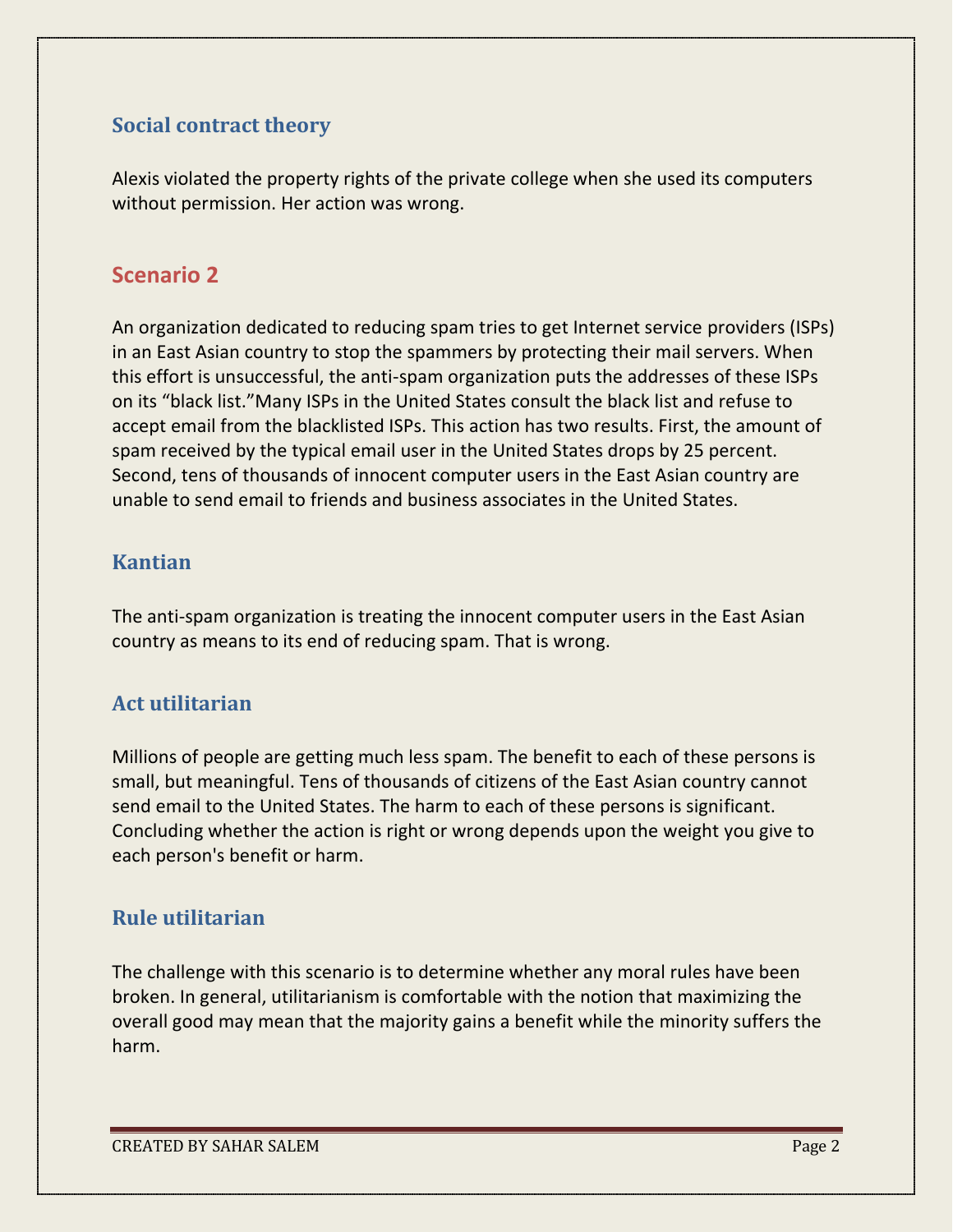### Social contract theory

Alexis violated the property rights of the private college when she used its computers without permission. Her action was wrong.

## Scenario 2

An organization dedicated to reducing spam tries to get Internet service providers (ISPs) in an East Asian country to stop the spammers by protecting their mail servers. When this effort is unsuccessful, the anti-spam organization puts the addresses of these ISPs on its "black list."Many ISPs in the United States consult the black list and refuse to accept email from the blacklisted ISPs. This action has two results. First, the amount of spam received by the typical email user in the United States drops by 25 percent. Second, tens of thousands of innocent computer users in the East Asian country are unable to send email to friends and business associates in the United States.

### Kantian

The anti-spam organization is treating the innocent computer users in the East Asian country as means to its end of reducing spam. That is wrong.

### Act utilitarian

Millions of people are getting much less spam. The benefit to each of these persons is small, but meaningful. Tens of thousands of citizens of the East Asian country cannot send email to the United States. The harm to each of these persons is significant. Concluding whether the action is right or wrong depends upon the weight you give to each person's benefit or harm.

### Rule utilitarian

The challenge with this scenario is to determine whether any moral rules have been broken. In general, utilitarianism is comfortable with the notion that maximizing the overall good may mean that the majority gains a benefit while the minority suffers the harm.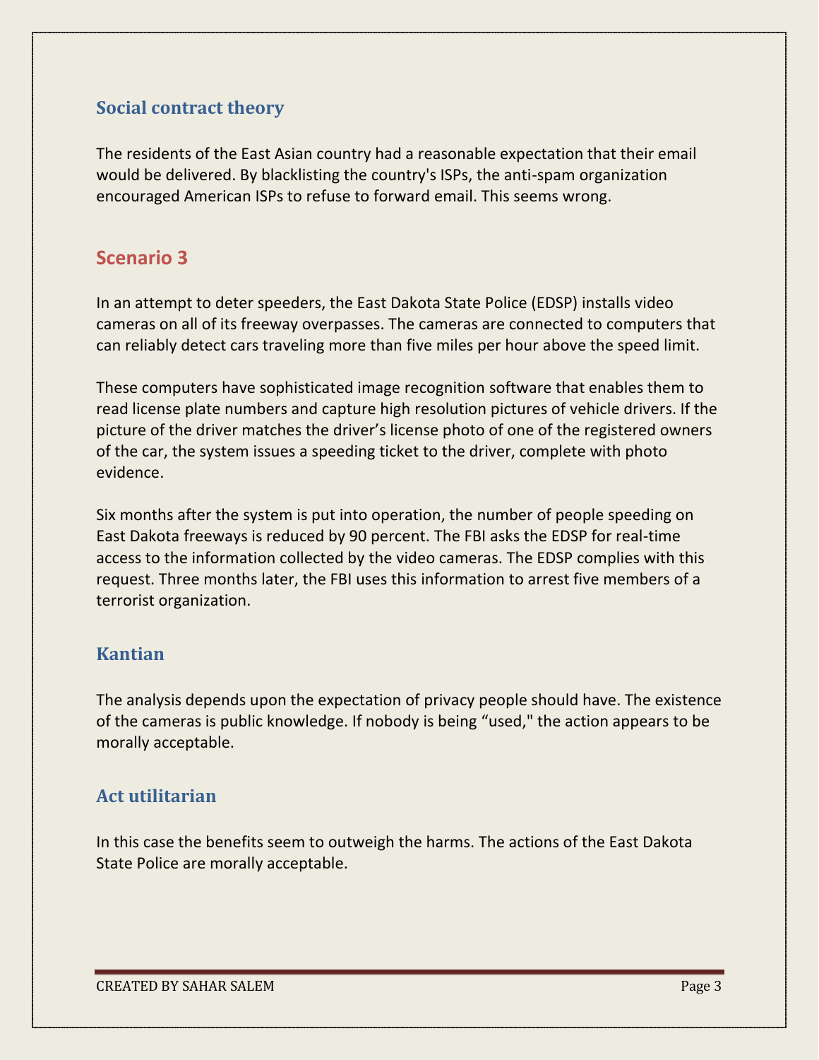### Social contract theory

The residents of the East Asian country had a reasonable expectation that their email would be delivered. By blacklisting the country's ISPs, the anti-spam organization encouraged American ISPs to refuse to forward email. This seems wrong.

## Scenario 3

In an attempt to deter speeders, the East Dakota State Police (EDSP) installs video cameras on all of its freeway overpasses. The cameras are connected to computers that can reliably detect cars traveling more than five miles per hour above the speed limit.

These computers have sophisticated image recognition software that enables them to read license plate numbers and capture high resolution pictures of vehicle drivers. If the picture of the driver matches the driver's license photo of one of the registered owners of the car, the system issues a speeding ticket to the driver, complete with photo evidence.

Six months after the system is put into operation, the number of people speeding on East Dakota freeways is reduced by 90 percent. The FBI asks the EDSP for real-time access to the information collected by the video cameras. The EDSP complies with this request. Three months later, the FBI uses this information to arrest five members of a terrorist organization.

### Kantian

The analysis depends upon the expectation of privacy people should have. The existence of the cameras is public knowledge. If nobody is being "used," the action appears to be morally acceptable.

### Act utilitarian

In this case the benefits seem to outweigh the harms. The actions of the East Dakota State Police are morally acceptable.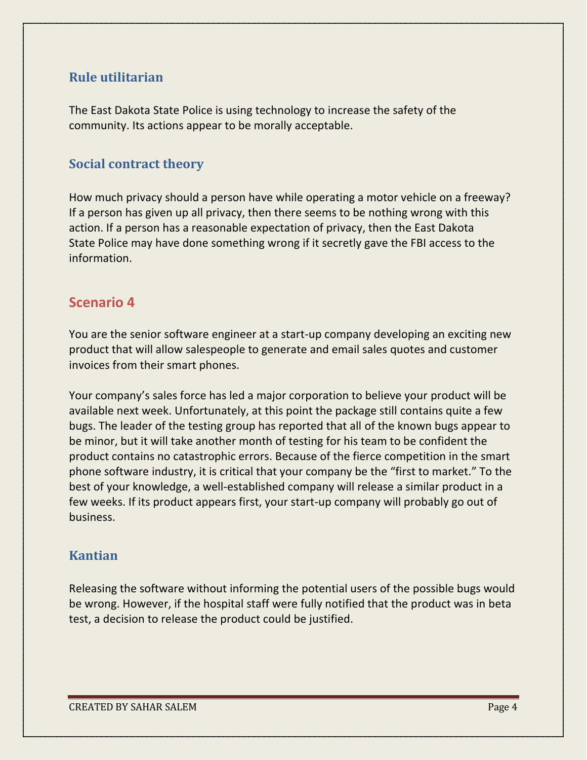### Rule utilitarian

The East Dakota State Police is using technology to increase the safety of the community. Its actions appear to be morally acceptable.

### Social contract theory

How much privacy should a person have while operating a motor vehicle on a freeway? If a person has given up all privacy, then there seems to be nothing wrong with this action. If a person has a reasonable expectation of privacy, then the East Dakota State Police may have done something wrong if it secretly gave the FBI access to the information.

## Scenario 4

You are the senior software engineer at a start-up company developing an exciting new product that will allow salespeople to generate and email sales quotes and customer invoices from their smart phones.

Your company's sales force has led a major corporation to believe your product will be available next week. Unfortunately, at this point the package still contains quite a few bugs. The leader of the testing group has reported that all of the known bugs appear to be minor, but it will take another month of testing for his team to be confident the product contains no catastrophic errors. Because of the fierce competition in the smart phone software industry, it is critical that your company be the "first to market." To the best of your knowledge, a well-established company will release a similar product in a few weeks. If its product appears first, your start-up company will probably go out of business.

### Kantian

Releasing the software without informing the potential users of the possible bugs would be wrong. However, if the hospital staff were fully notified that the product was in beta test, a decision to release the product could be justified.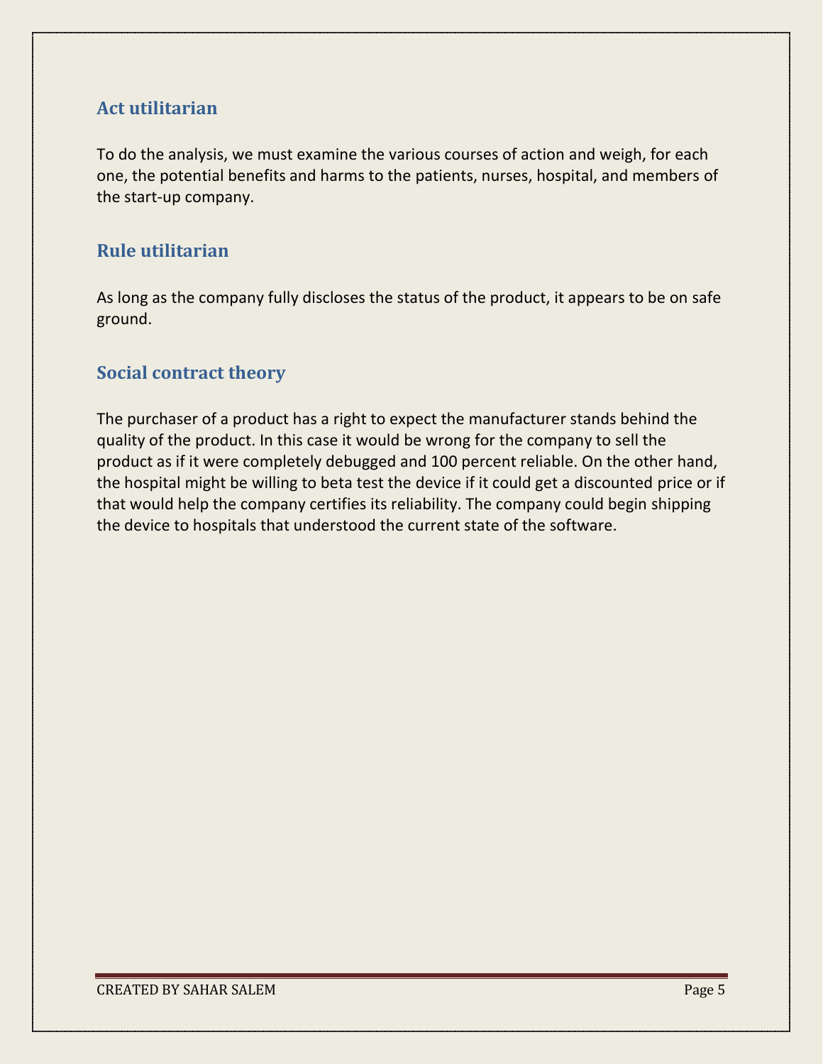## Act utilitarian

To do the analysis, we must examine the various courses of action and weigh, for each one, the potential benefits and harms to the patients, nurses, hospital, and members of the start-up company.

## Rule utilitarian

As long as the company fully discloses the status of the product, it appears to be on safe ground.

## Social contract theory

The purchaser of a product has a right to expect the manufacturer stands behind the quality of the product. In this case it would be wrong for the company to sell the product as if it were completely debugged and 100 percent reliable. On the other hand, the hospital might be willing to beta test the device if it could get a discounted price or if that would help the company certifies its reliability. The company could begin shipping the device to hospitals that understood the current state of the software.